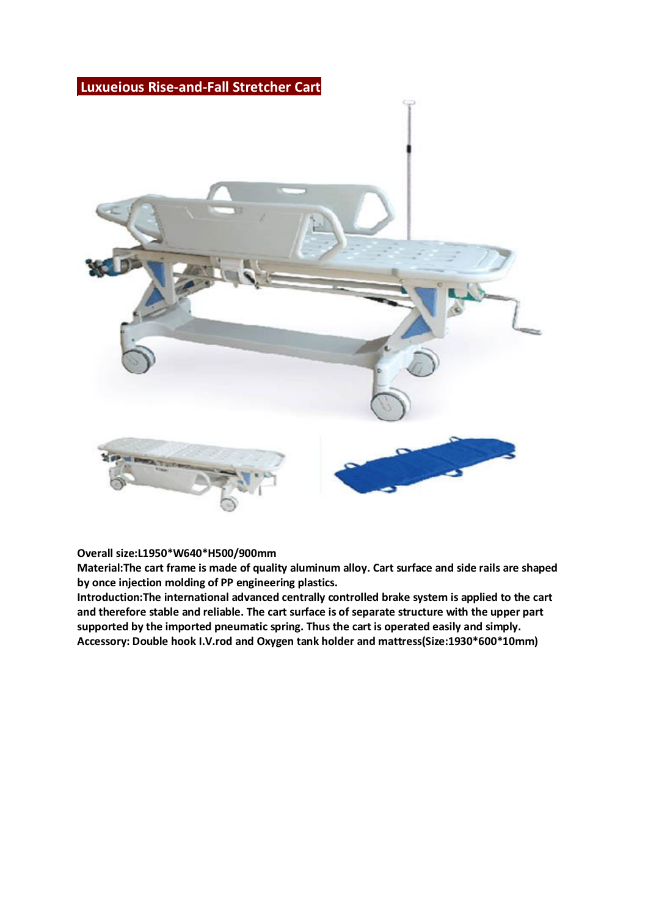## Luxueious Rise-and-Fall Stretcher Cart

**Overall size:L1950*W640*H500/900mm**

**Material:The cart frame is made of quality aluminum alloy. Cart surface and side rails are shaped by once injection molding of PP engineering plastics.**

**Introduction:The international advanced centrally controlled brake system is applied to the cart and therefore stable and reliable. The cart surface is of separate structure with the upper part supported by the imported pneumatic spring. Thus the cart is operated easily and simply.**

**Accessory: Double hook I.V.rod and Oxygen tank holder and mattress(Size:1930*600*10mm)**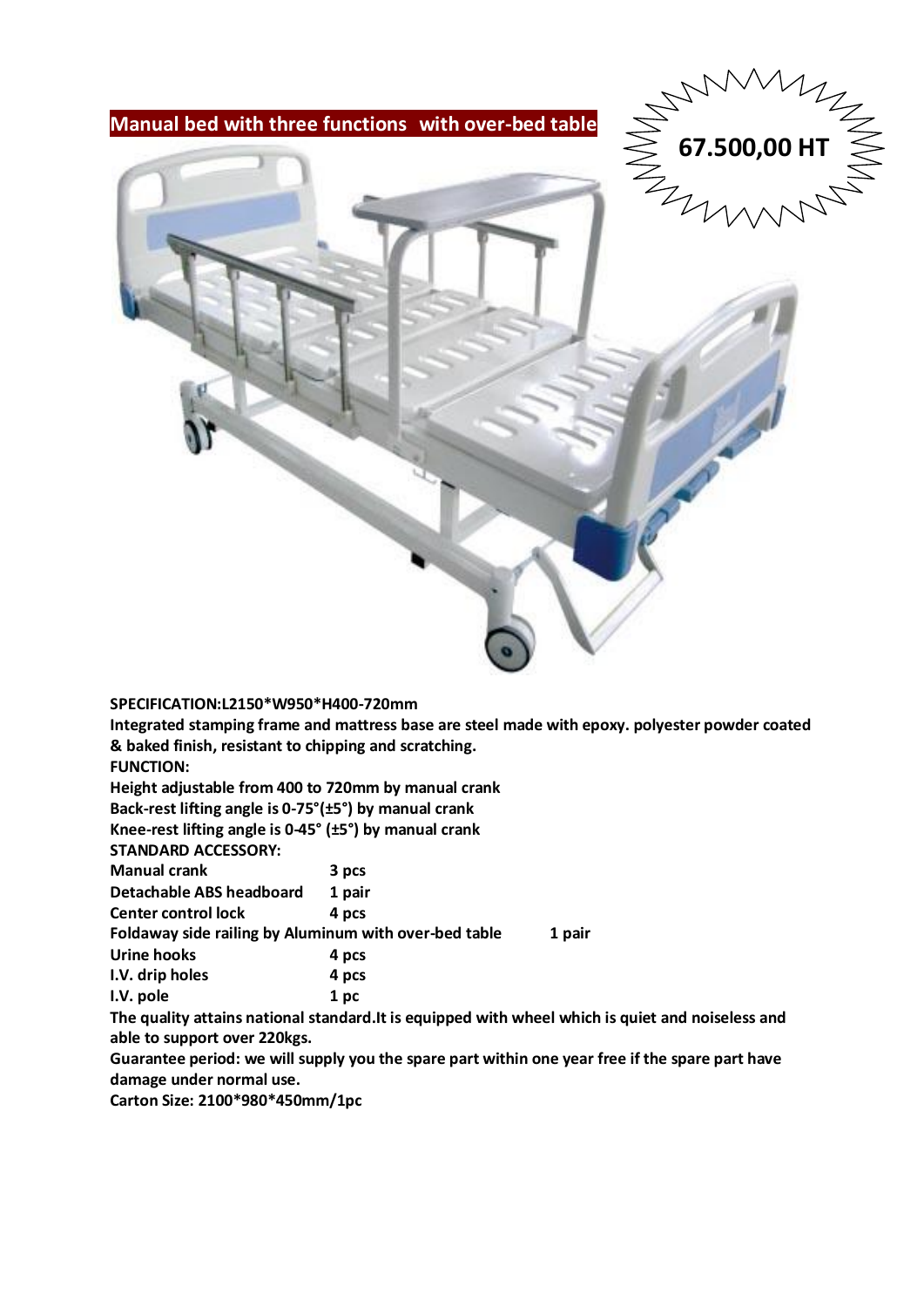## Manual bed with three functions with over-bed table

**67.500,00 HT**

**SPECIFICATION:L2150*W950*H400-720mm**

**Integrated stamping frame and mattress base are steel made with epoxy. polyester powder coated & baked finish, resistant to chipping and scratching.**

**FUNCTION:**

**Height adjustable from 400 to 720mm by manual crank**
**Back-rest lifting angle is 0-75°(±5°) by manual crank**
**Knee-rest lifting angle is 0-45° (±5°) by manual crank**

**STANDARD ACCESSORY:**

| | |
|---|---|
| **Manual crank** | **3 pcs** |
| **Detachable ABS headboard** | **1 pair** |
| **Center control lock** | **4 pcs** |
| **Foldaway side railing by Aluminum with over-bed table** | **1 pair** |
| **Urine hooks** | **4 pcs** |
| **I.V. drip holes** | **4 pcs** |
| **I.V. pole** | **1 pc** |

**The quality attains national standard.It is equipped with wheel which is quiet and noiseless and able to support over 220kgs.**

**Guarantee period: we will supply you the spare part within one year free if the spare part have damage under normal use.**

**Carton Size: 2100*980*450mm/1pc**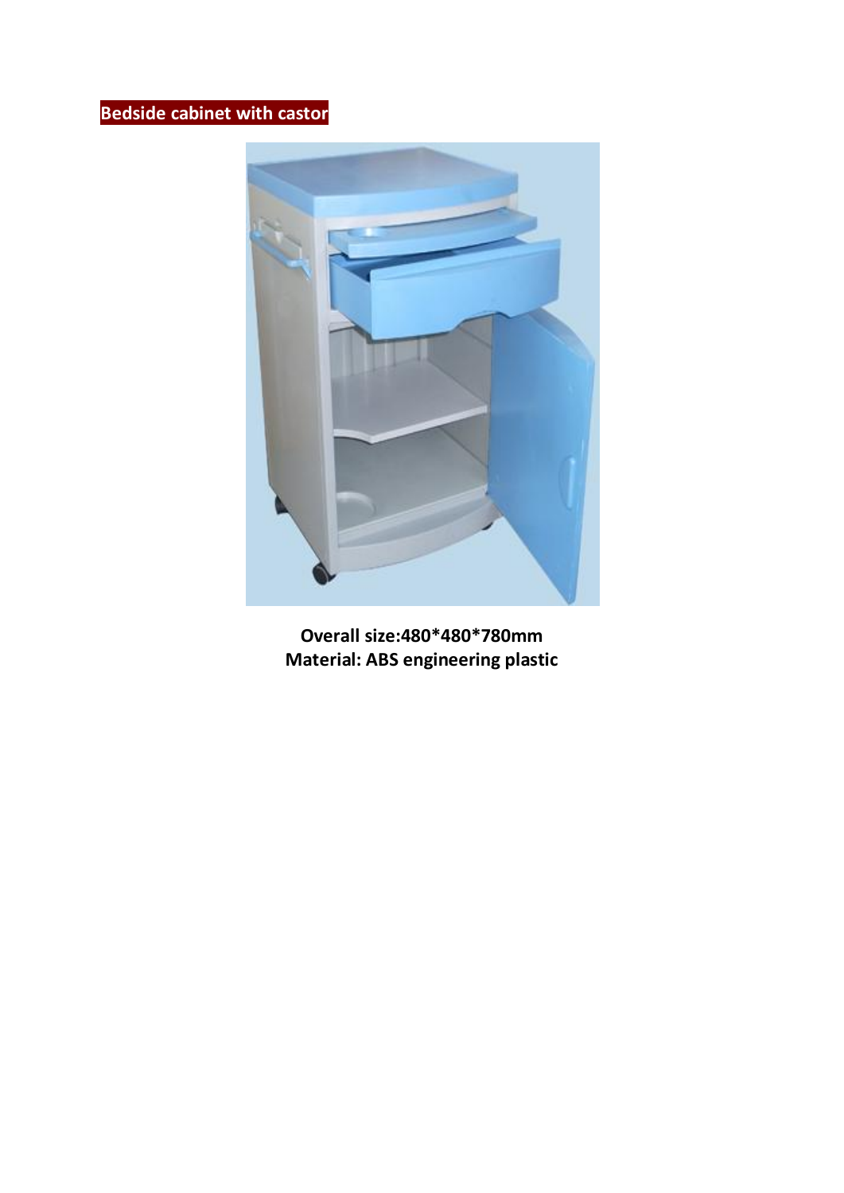## Bedside cabinet with castor

**Overall size:480*480*780mm**
**Material: ABS engineering plastic**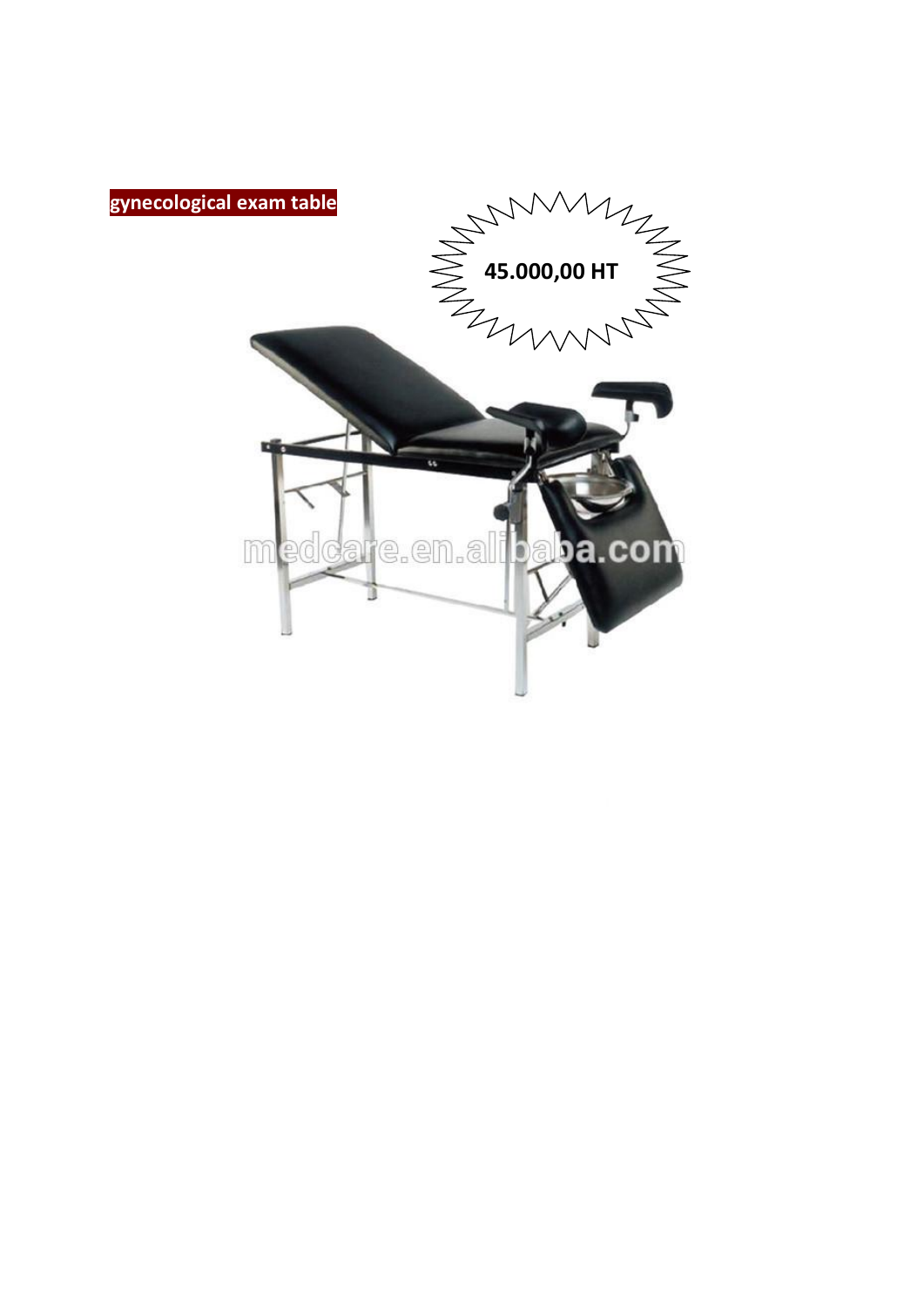**gynecological exam table**

**45.000,00 HT**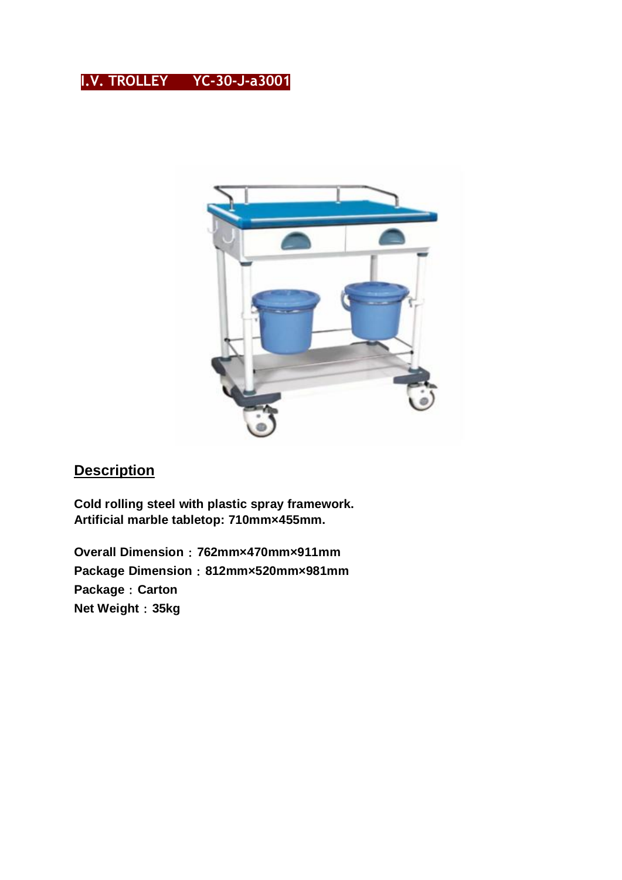# I.V. TROLLEY YC-30-J-a3001

## Description

**Cold rolling steel with plastic spray framework.**
**Artificial marble tabletop: 710mm×455mm.**

**Overall Dimension：762mm×470mm×911mm**
**Package Dimension：812mm×520mm×981mm**
**Package：Carton**
**Net Weight：35kg**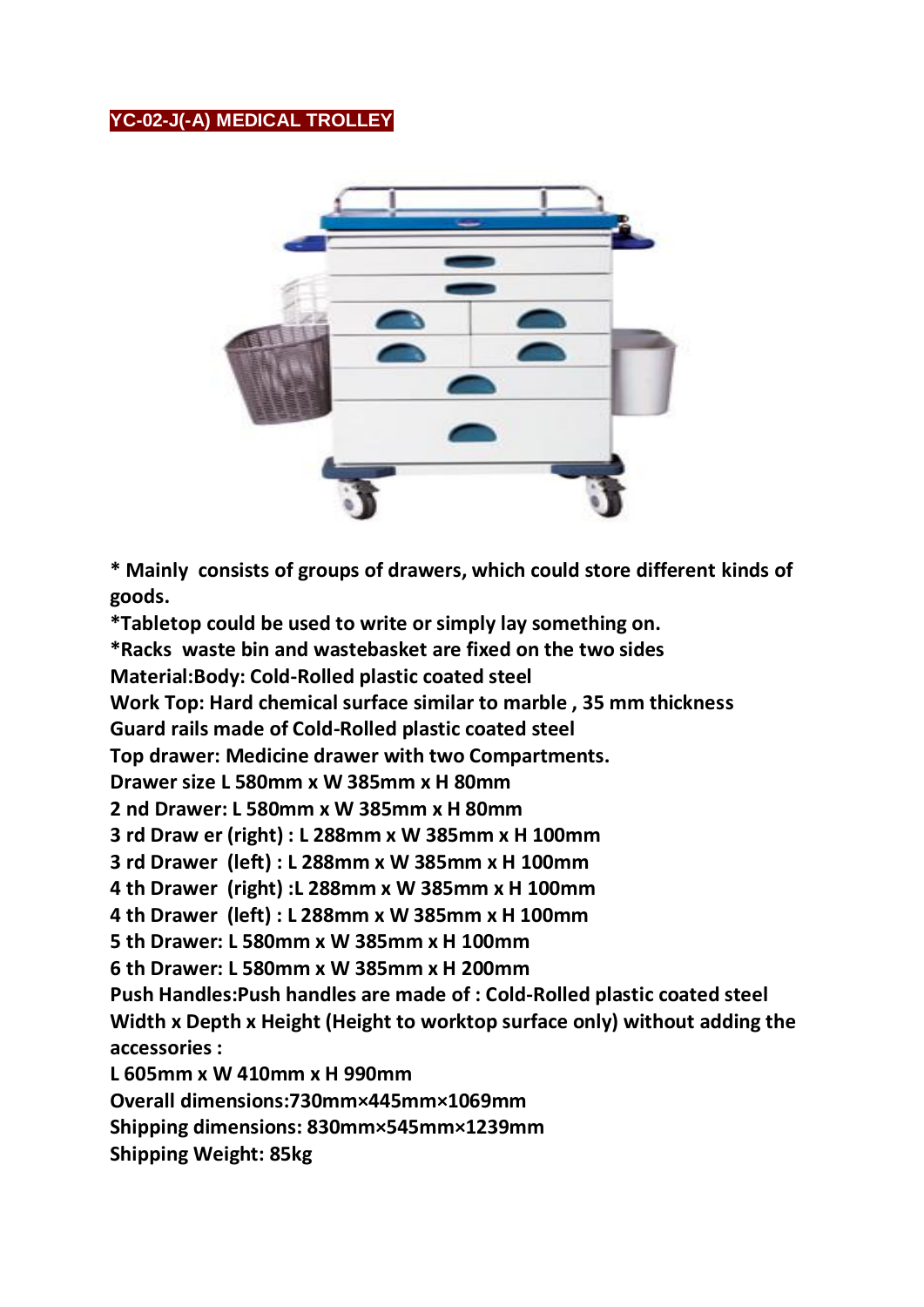## YC-02-J(-A) MEDICAL TROLLEY

**\* Mainly consists of groups of drawers, which could store different kinds of goods.**

**\*Tabletop could be used to write or simply lay something on.**

**\*Racks waste bin and wastebasket are fixed on the two sides**

**Material:Body: Cold-Rolled plastic coated steel**

**Work Top: Hard chemical surface similar to marble , 35 mm thickness**

**Guard rails made of Cold-Rolled plastic coated steel**

**Top drawer: Medicine drawer with two Compartments.**

**Drawer size L 580mm x W 385mm x H 80mm**

**2 nd Drawer: L 580mm x W 385mm x H 80mm**

**3 rd Draw er (right) : L 288mm x W 385mm x H 100mm**

**3 rd Drawer (left) : L 288mm x W 385mm x H 100mm**

**4 th Drawer (right) :L 288mm x W 385mm x H 100mm**

**4 th Drawer (left) : L 288mm x W 385mm x H 100mm**

**5 th Drawer: L 580mm x W 385mm x H 100mm**

**6 th Drawer: L 580mm x W 385mm x H 200mm**

**Push Handles:Push handles are made of : Cold-Rolled plastic coated steel**

**Width x Depth x Height (Height to worktop surface only) without adding the accessories :**

**L 605mm x W 410mm x H 990mm**

**Overall dimensions:730mm×445mm×1069mm**

**Shipping dimensions: 830mm×545mm×1239mm**

**Shipping Weight: 85kg**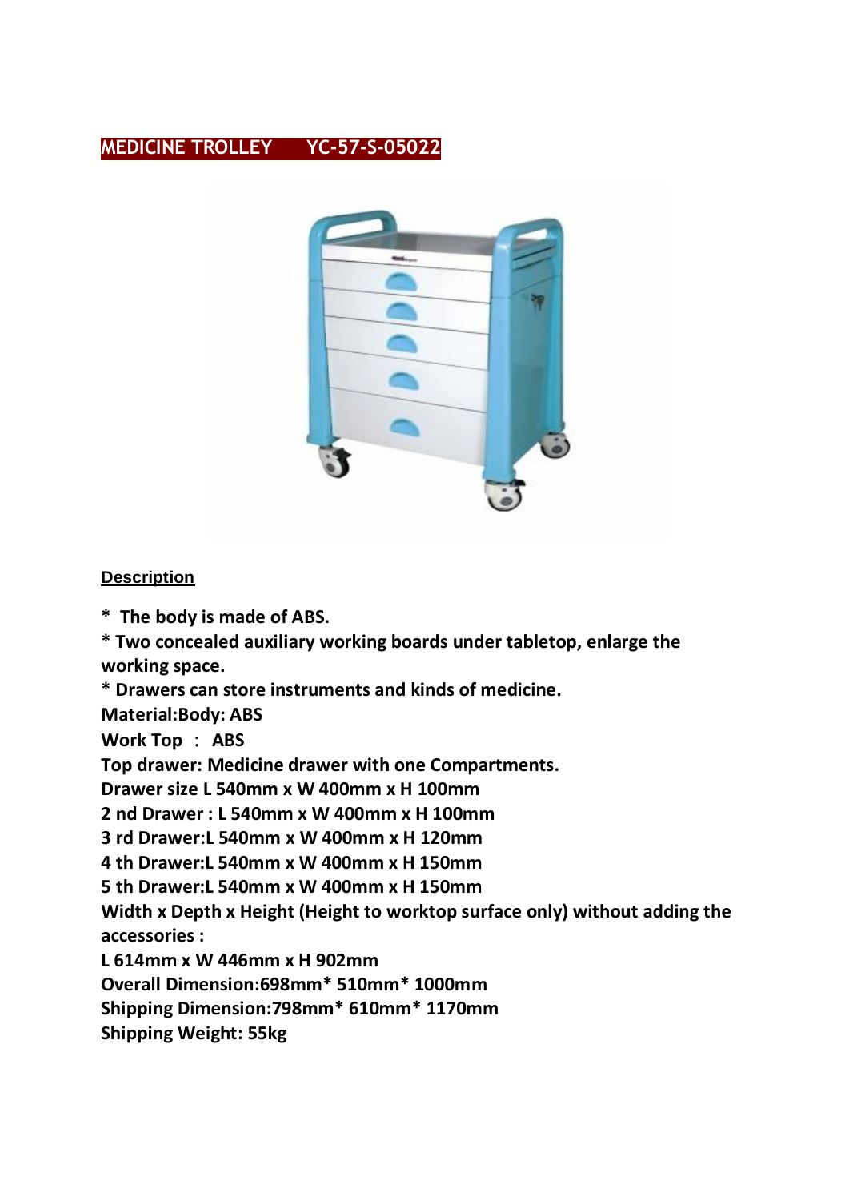## MEDICINE TROLLEY YC-57-S-05022

**Description**

*** The body is made of ABS.**

**\* Two concealed auxiliary working boards under tabletop, enlarge the working space.**

**\* Drawers can store instruments and kinds of medicine.**

**Material:Body: ABS**

**Work Top : ABS**

**Top drawer: Medicine drawer with one Compartments.**

**Drawer size L 540mm x W 400mm x H 100mm**

**2 nd Drawer : L 540mm x W 400mm x H 100mm**

**3 rd Drawer:L 540mm x W 400mm x H 120mm**

**4 th Drawer:L 540mm x W 400mm x H 150mm**

**5 th Drawer:L 540mm x W 400mm x H 150mm**

**Width x Depth x Height (Height to worktop surface only) without adding the accessories :**

**L 614mm x W 446mm x H 902mm**

**Overall Dimension:698mm* 510mm* 1000mm**

**Shipping Dimension:798mm* 610mm* 1170mm**

**Shipping Weight: 55kg**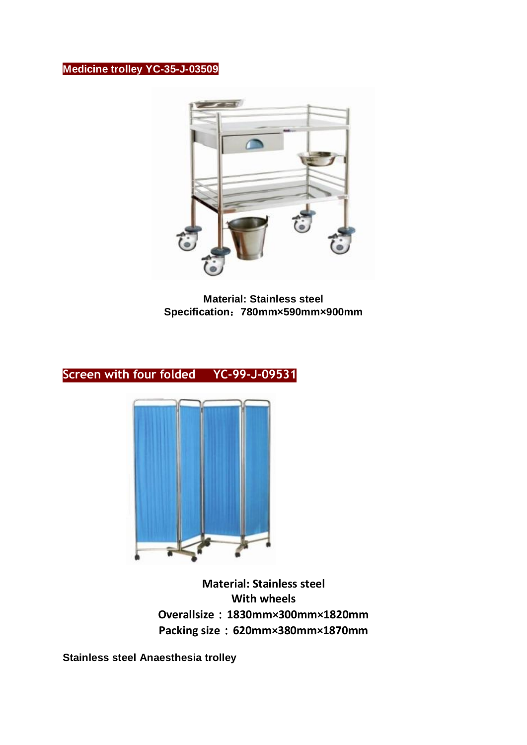## Medicine trolley YC-35-J-03509

**Material: Stainless steel**
**Specification：780mm×590mm×900mm**

## Screen with four folded YC-99-J-09531

**Material: Stainless steel**
**With wheels**
**Overallsize：1830mm×300mm×1820mm**
**Packing size：620mm×380mm×1870mm**

**Stainless steel Anaesthesia trolley**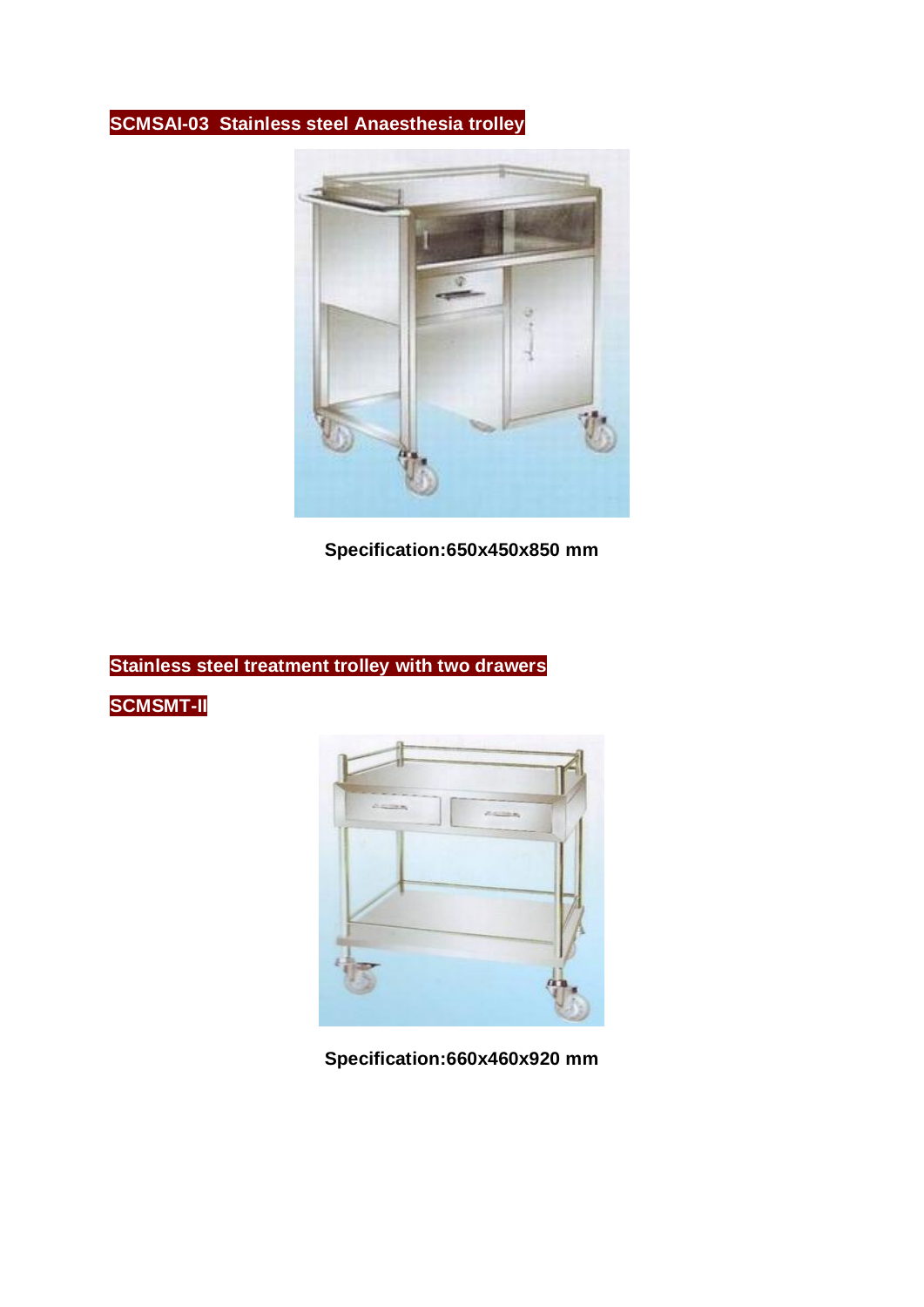## SCMSAI-03 Stainless steel Anaesthesia trolley

**Specification:650x450x850 mm**

## Stainless steel treatment trolley with two drawers

## SCMSMT-II

**Specification:660x460x920 mm**